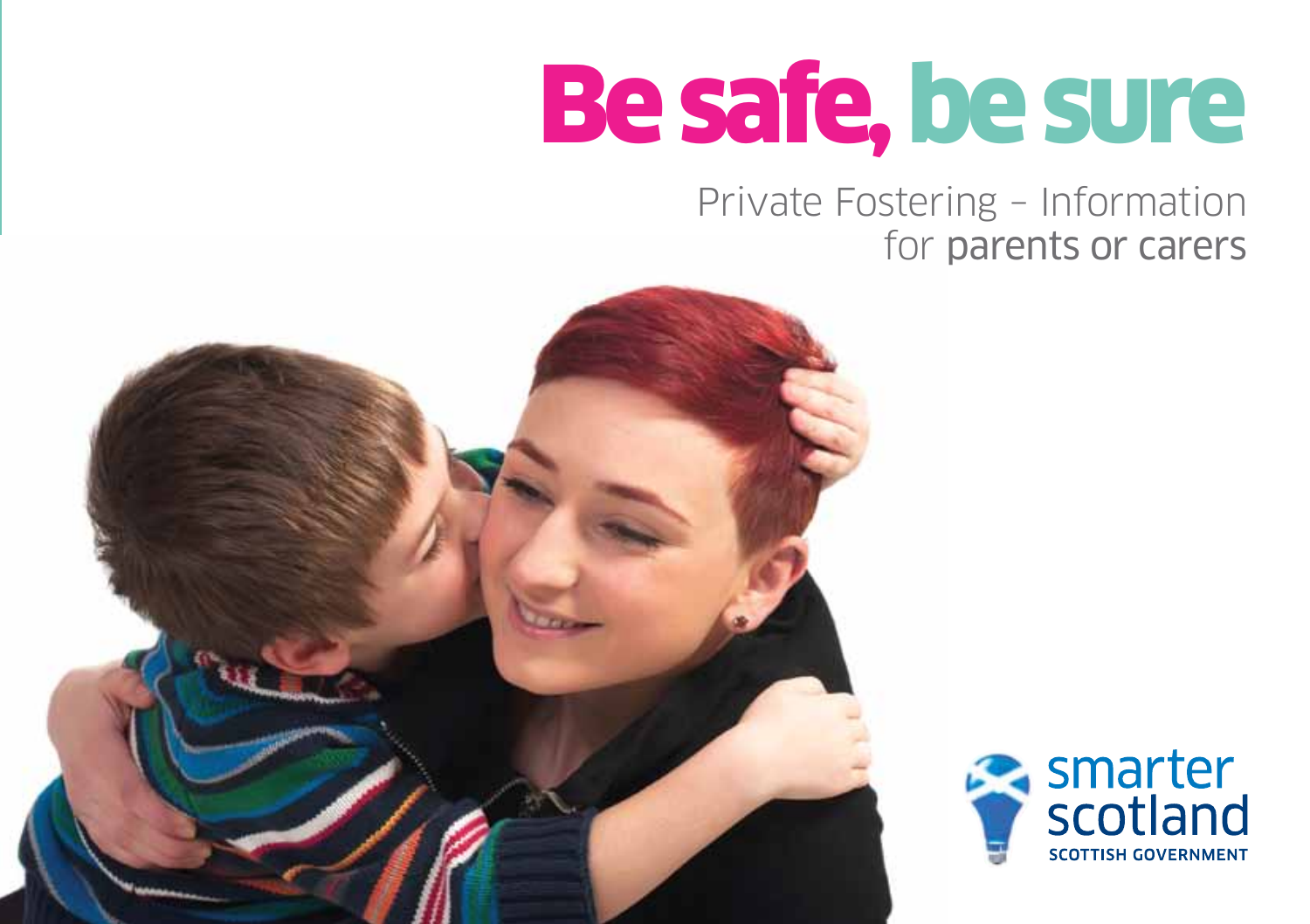# Be safe, be sure

## Private Fostering – Information for parents or carers

smarter scotland

SCOTTISH GOVERNMENT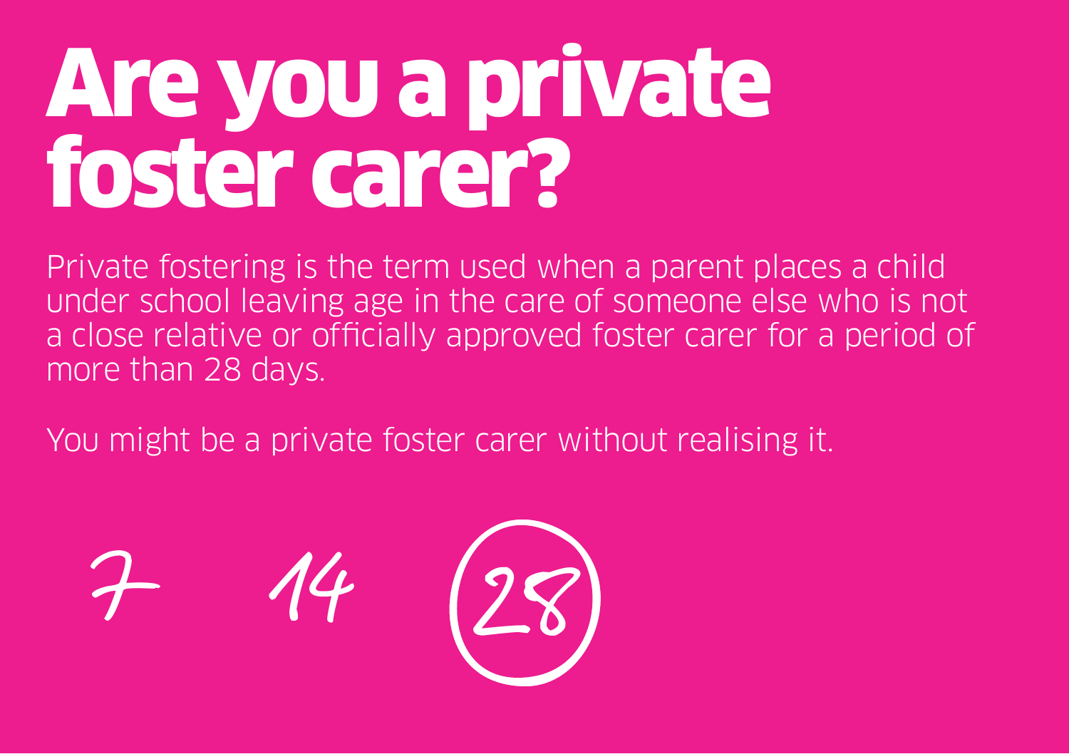# Are you a private foster carer?

Private fostering is the term used when a parent places a child under school leaving age in the care of someone else who is not a close relative or officially approved foster carer for a period of more than 28 days.

You might be a private foster carer without realising it.

7 14 28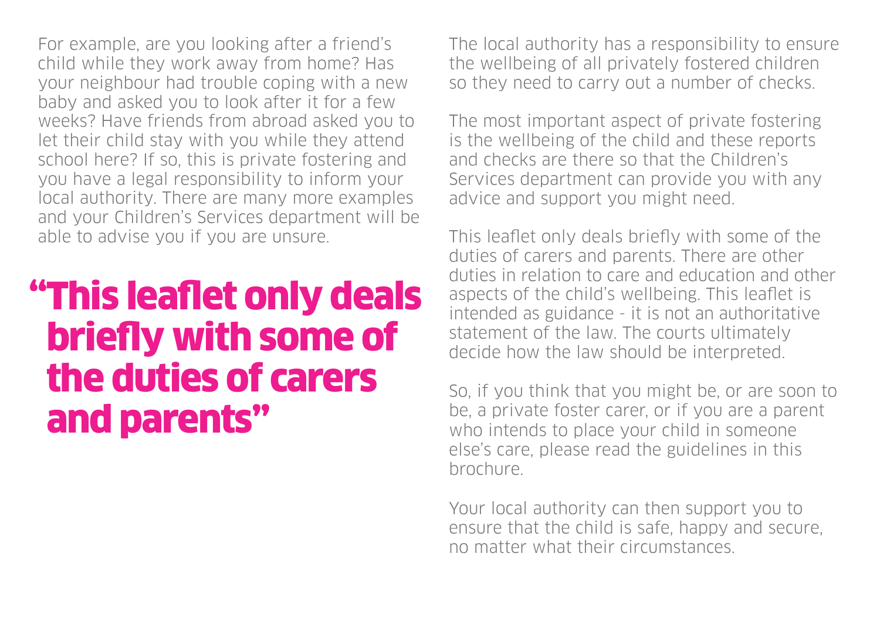For example, are you looking after a friend's child while they work away from home? Has your neighbour had trouble coping with a new baby and asked you to look after it for a few weeks? Have friends from abroad asked you to let their child stay with you while they attend school here? If so, this is private fostering and you have a legal responsibility to inform your local authority. There are many more examples and your Children's Services department will be able to advise you if you are unsure.

> **"This leaflet only deals briefly with some of the duties of carers and parents"**

The local authority has a responsibility to ensure the wellbeing of all privately fostered children so they need to carry out a number of checks.

The most important aspect of private fostering is the wellbeing of the child and these reports and checks are there so that the Children's Services department can provide you with any advice and support you might need.

This leaflet only deals briefly with some of the duties of carers and parents. There are other duties in relation to care and education and other aspects of the child's wellbeing. This leaflet is intended as guidance - it is not an authoritative statement of the law. The courts ultimately decide how the law should be interpreted.

So, if you think that you might be, or are soon to be, a private foster carer, or if you are a parent who intends to place your child in someone else's care, please read the guidelines in this brochure.

Your local authority can then support you to ensure that the child is safe, happy and secure, no matter what their circumstances.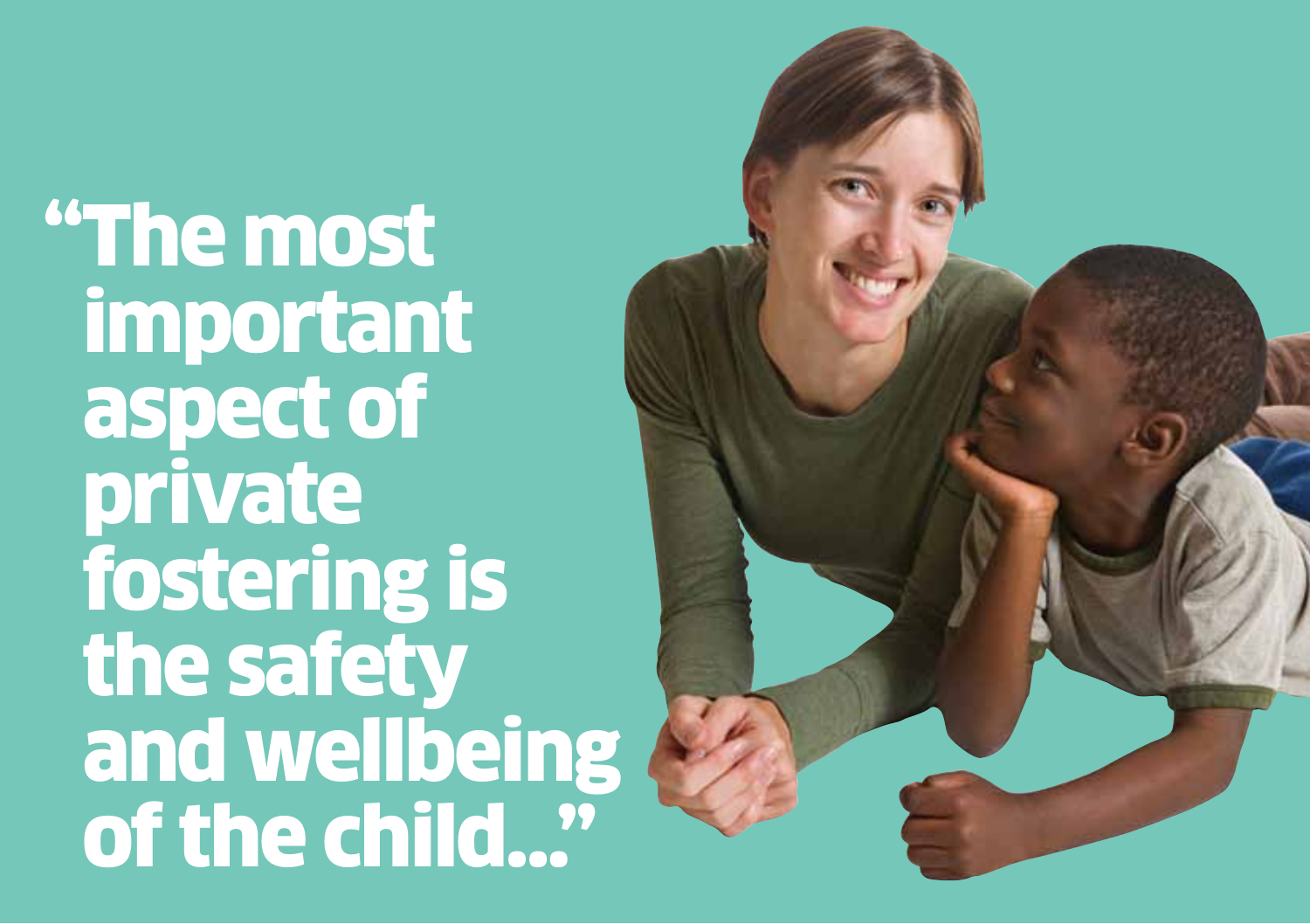# "The most important aspect of private fostering is the safety and wellbeing of the child..."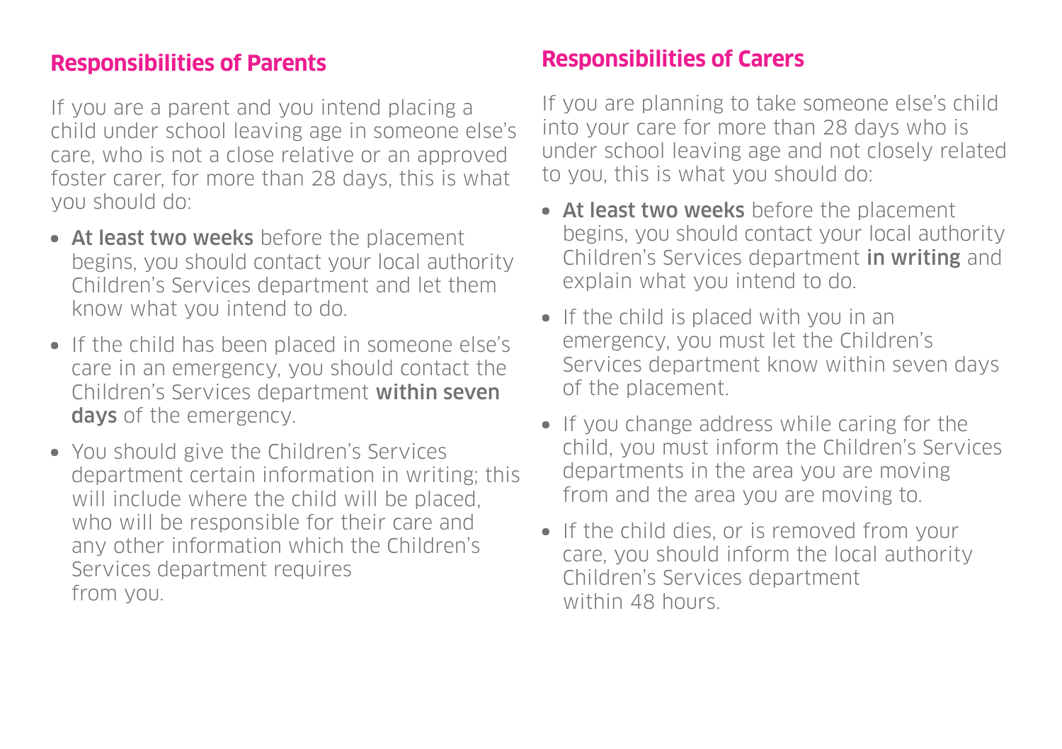## Responsibilities of Parents

If you are a parent and you intend placing a child under school leaving age in someone else's care, who is not a close relative or an approved foster carer, for more than 28 days, this is what you should do:

- **At least two weeks** before the placement begins, you should contact your local authority Children's Services department and let them know what you intend to do.
- If the child has been placed in someone else's care in an emergency, you should contact the Children's Services department **within seven days** of the emergency.
- You should give the Children's Services department certain information in writing; this will include where the child will be placed, who will be responsible for their care and any other information which the Children's Services department requires from you.

## Responsibilities of Carers

If you are planning to take someone else's child into your care for more than 28 days who is under school leaving age and not closely related to you, this is what you should do:

- **At least two weeks** before the placement begins, you should contact your local authority Children's Services department **in writing** and explain what you intend to do.
- If the child is placed with you in an emergency, you must let the Children's Services department know within seven days of the placement.
- If you change address while caring for the child, you must inform the Children's Services departments in the area you are moving from and the area you are moving to.
- If the child dies, or is removed from your care, you should inform the local authority Children's Services department within 48 hours.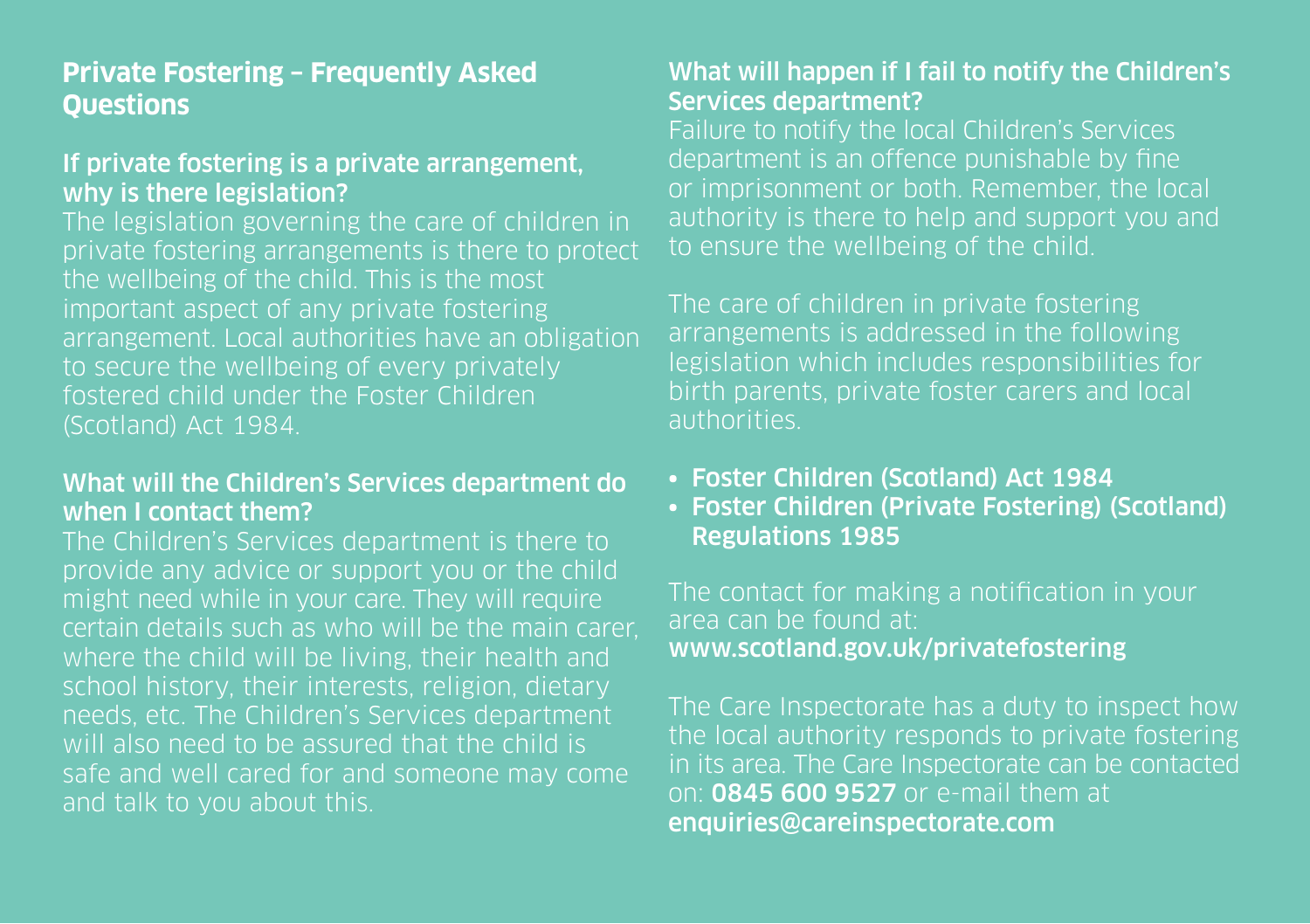## Private Fostering – Frequently Asked Questions

### If private fostering is a private arrangement, why is there legislation?

The legislation governing the care of children in private fostering arrangements is there to protect the wellbeing of the child. This is the most important aspect of any private fostering arrangement. Local authorities have an obligation to secure the wellbeing of every privately fostered child under the Foster Children (Scotland) Act 1984.

### What will the Children's Services department do when I contact them?

The Children's Services department is there to provide any advice or support you or the child might need while in your care. They will require certain details such as who will be the main carer, where the child will be living, their health and school history, their interests, religion, dietary needs, etc. The Children's Services department will also need to be assured that the child is safe and well cared for and someone may come and talk to you about this.

### What will happen if I fail to notify the Children's Services department?

Failure to notify the local Children's Services department is an offence punishable by fine or imprisonment or both. Remember, the local authority is there to help and support you and to ensure the wellbeing of the child.

The care of children in private fostering arrangements is addressed in the following legislation which includes responsibilities for birth parents, private foster carers and local authorities.

- **Foster Children (Scotland) Act 1984**
- **Foster Children (Private Fostering) (Scotland) Regulations 1985**

The contact for making a notification in your area can be found at:
**www.scotland.gov.uk/privatefostering**

The Care Inspectorate has a duty to inspect how the local authority responds to private fostering in its area. The Care Inspectorate can be contacted on: **0845 600 9527** or e-mail them at **enquiries@careinspectorate.com**